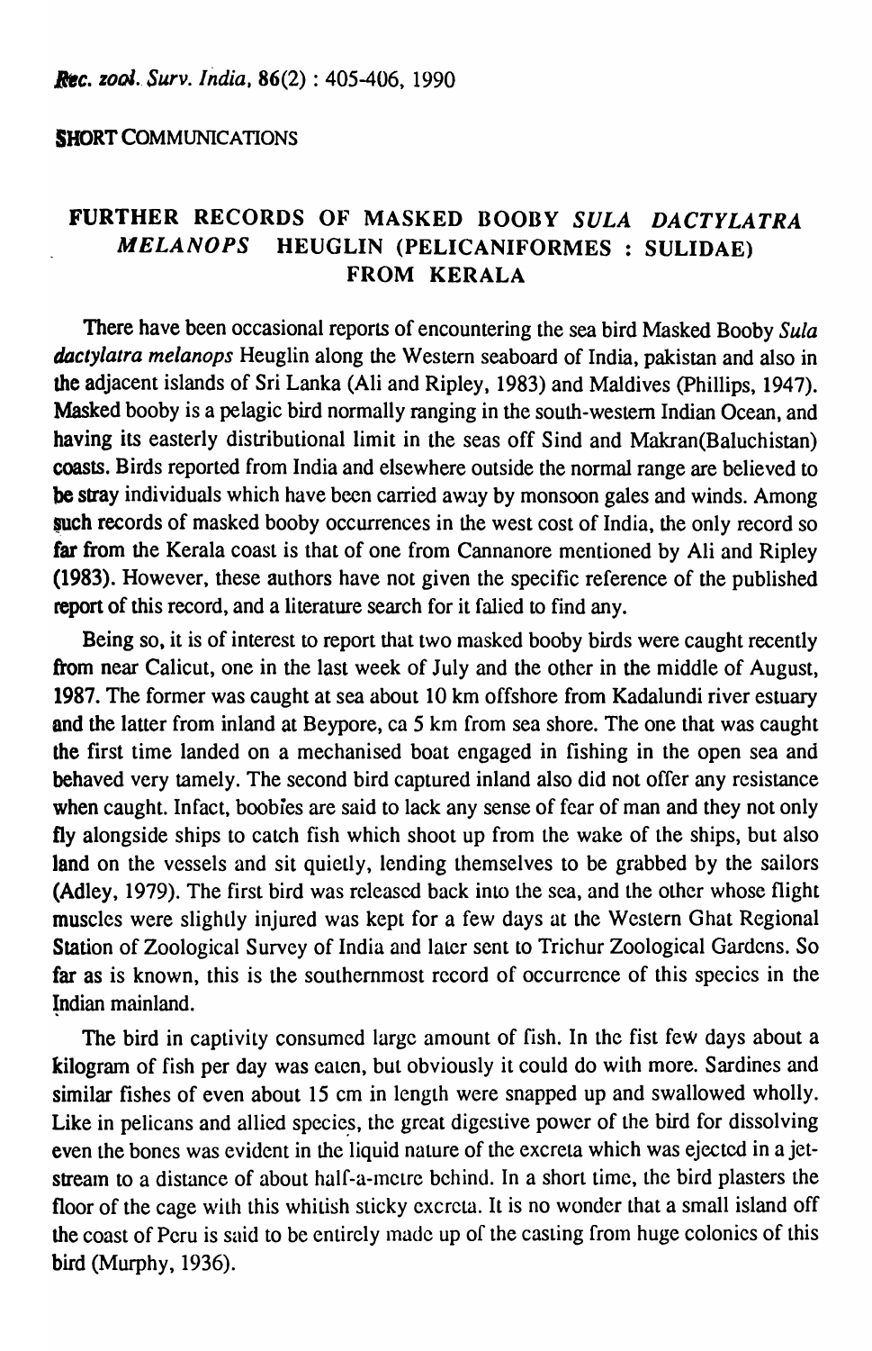SHORT COMMUNICATIONS

# FURTHER RECORDS OF MASKED BOOBY *SULA DACTYLATRA MELANOPS* HEUGLIN (PELICANIFORMES : SULIDAE) FROM KERALA

There have been occasional reports of encountering the sea bird Masked Booby *Sula dactylatra melanops* Heuglin along the Western seaboard of India, pakistan and also in the adjacent islands of Sri Lanka (Ali and Ripley, 1983) and Maldives (Phillips, 1947). Masked booby is a pelagic bird normally ranging in the south-western Indian Ocean, and having its easterly distributional limit in the seas off Sind and Makran(Baluchistan) coasts. Birds reported from India and elsewhere outside the normal range are believed to be stray individuals which have been carried away by monsoon gales and winds. Among such records of masked booby occurrences in the west cost of India, the only record so far from the Kerala coast is that of one from Cannanore mentioned by Ali and Ripley (1983). However, these authors have not given the specific reference of the published report of this record, and a literature search for it falied to find any.

Being so, it is of interest to report that two masked booby birds were caught recently from near Calicut, one in the last week of July and the other in the middle of August, 1987. The former was caught at sea about 10 km offshore from Kadalundi river estuary and the latter from inland at Beypore, ca 5 km from sea shore. The one that was caught the first time landed on a mechanised boat engaged in fishing in the open sea and behaved very tamely. The second bird captured inland also did not offer any resistance when caught. Infact, boobies are said to lack any sense of fear of man and they not only fly alongside ships to catch fish which shoot up from the wake of the ships, but also land on the vessels and sit quietly, lending themselves to be grabbed by the sailors (Adley, 1979). The first bird was released back into the sea, and the other whose flight muscles were slightly injured was kept for a few days at the Western Ghat Regional Station of Zoological Survey of India and later sent to Trichur Zoological Gardens. So far as is known, this is the southernmost record of occurrence of this species in the Indian mainland.

The bird in captivity consumed large amount of fish. In the fist few days about a kilogram of fish per day was eaten, but obviously it could do with more. Sardines and similar fishes of even about 15 cm in length were snapped up and swallowed wholly. Like in pelicans and allied species, the great digestive power of the bird for dissolving even the bones was evident in the liquid nature of the excreta which was ejected in a jet-stream to a distance of about half-a-metre behind. In a short time, the bird plasters the floor of the cage with this whitish sticky excreta. It is no wonder that a small island off the coast of Peru is said to be entirely made up of the casting from huge colonies of this bird (Murphy, 1936).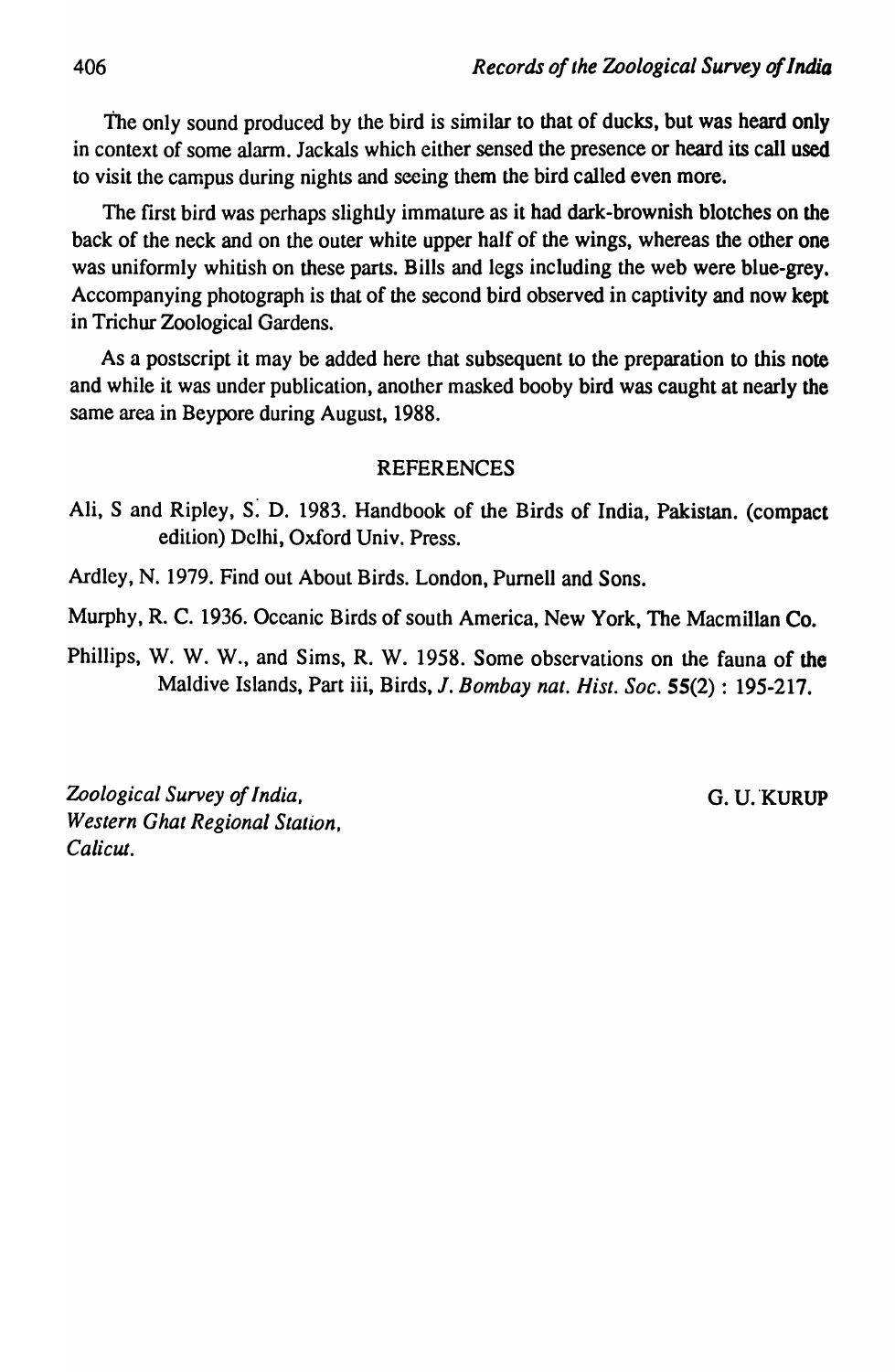The only sound produced by the bird is similar to that of ducks, but was heard only in context of some alarm. Jackals which either sensed the presence or heard its call used to visit the campus during nights and seeing them the bird called even more.

The first bird was perhaps slightly immature as it had dark-brownish blotches on the back of the neck and on the outer white upper half of the wings, whereas the other one was uniformly whitish on these parts. Bills and legs including the web were blue-grey. Accompanying photograph is that of the second bird observed in captivity and now kept in Trichur Zoological Gardens.

As a postscript it may be added here that subsequent to the preparation to this note and while it was under publication, another masked booby bird was caught at nearly the same area in Beypore during August, 1988.

## REFERENCES

Ali, S and Ripley, S. D. 1983. Handbook of the Birds of India, Pakistan. (compact edition) Delhi, Oxford Univ. Press.

Ardley, N. 1979. Find out About Birds. London, Purnell and Sons.

Murphy, R. C. 1936. Oceanic Birds of south America, New York, The Macmillan Co.

Phillips, W. W. W., and Sims, R. W. 1958. Some observations on the fauna of the Maldive Islands, Part iii, Birds, *J. Bombay nat. Hist. Soc.* **55**(2) : 195-217.

*Zoological Survey of India,*
*Western Ghat Regional Station,*
*Calicut.*

G. U. KURUP